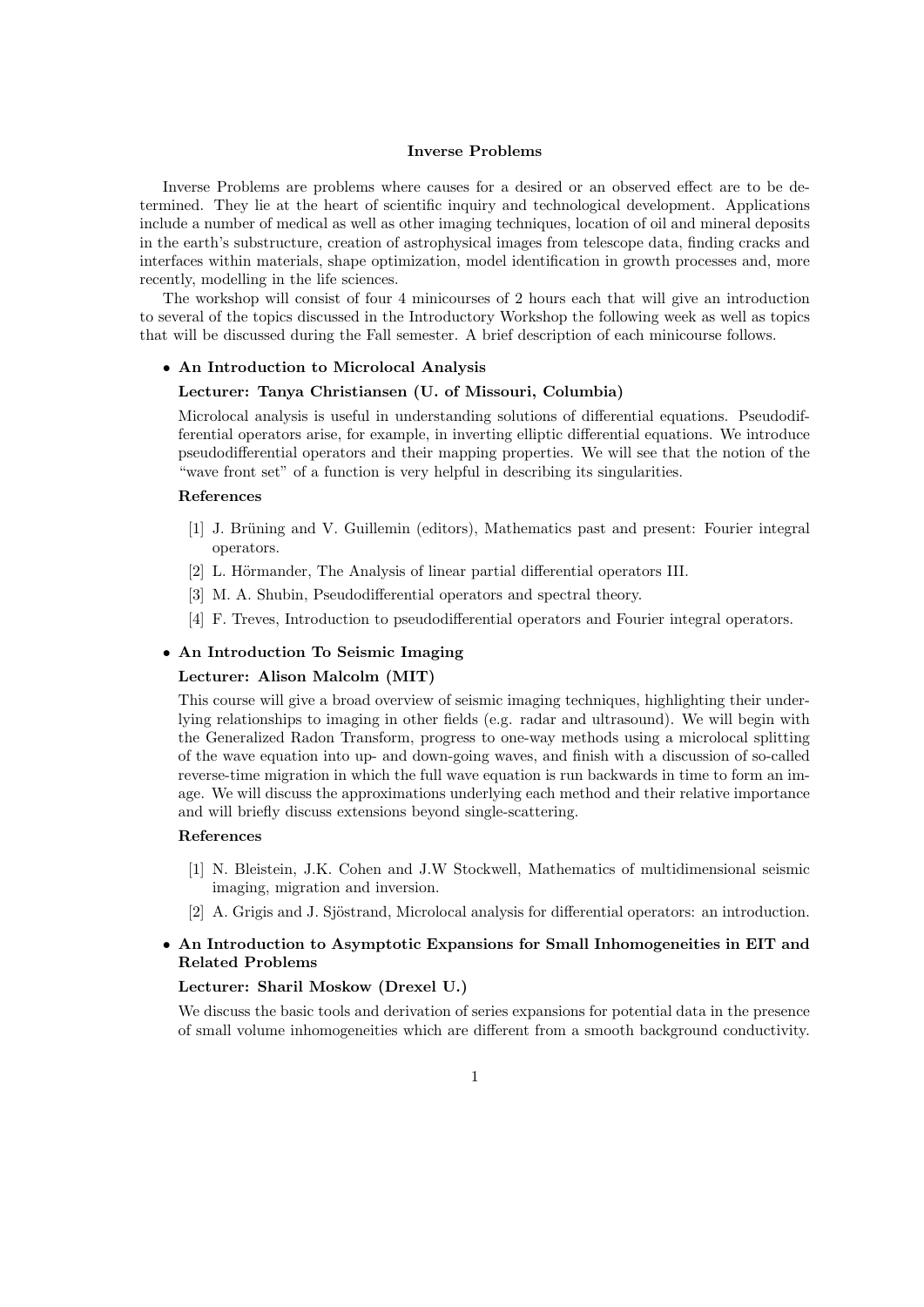# Inverse Problems

Inverse Problems are problems where causes for a desired or an observed effect are to be determined. They lie at the heart of scientific inquiry and technological development. Applications include a number of medical as well as other imaging techniques, location of oil and mineral deposits in the earth's substructure, creation of astrophysical images from telescope data, finding cracks and interfaces within materials, shape optimization, model identification in growth processes and, more recently, modelling in the life sciences.

The workshop will consist of four 4 minicourses of 2 hours each that will give an introduction to several of the topics discussed in the Introductory Workshop the following week as well as topics that will be discussed during the Fall semester. A brief description of each minicourse follows.

- **An Introduction to Microlocal Analysis**

  **Lecturer: Tanya Christiansen (U. of Missouri, Columbia)**

  Microlocal analysis is useful in understanding solutions of differential equations. Pseudodifferential operators arise, for example, in inverting elliptic differential equations. We introduce pseudodifferential operators and their mapping properties. We will see that the notion of the "wave front set" of a function is very helpful in describing its singularities.

  **References**

  [1] J. Brüning and V. Guillemin (editors), Mathematics past and present: Fourier integral operators.

  [2] L. Hörmander, The Analysis of linear partial differential operators III.

  [3] M. A. Shubin, Pseudodifferential operators and spectral theory.

  [4] F. Treves, Introduction to pseudodifferential operators and Fourier integral operators.

- **An Introduction To Seismic Imaging**

  **Lecturer: Alison Malcolm (MIT)**

  This course will give a broad overview of seismic imaging techniques, highlighting their underlying relationships to imaging in other fields (e.g. radar and ultrasound). We will begin with the Generalized Radon Transform, progress to one-way methods using a microlocal splitting of the wave equation into up- and down-going waves, and finish with a discussion of so-called reverse-time migration in which the full wave equation is run backwards in time to form an image. We will discuss the approximations underlying each method and their relative importance and will briefly discuss extensions beyond single-scattering.

  **References**

  [1] N. Bleistein, J.K. Cohen and J.W Stockwell, Mathematics of multidimensional seismic imaging, migration and inversion.

  [2] A. Grigis and J. Sjöstrand, Microlocal analysis for differential operators: an introduction.

- **An Introduction to Asymptotic Expansions for Small Inhomogeneities in EIT and Related Problems**

  **Lecturer: Shari Moskow (Drexel U.)**

  We discuss the basic tools and derivation of series expansions for potential data in the presence of small volume inhomogeneities which are different from a smooth background conductivity.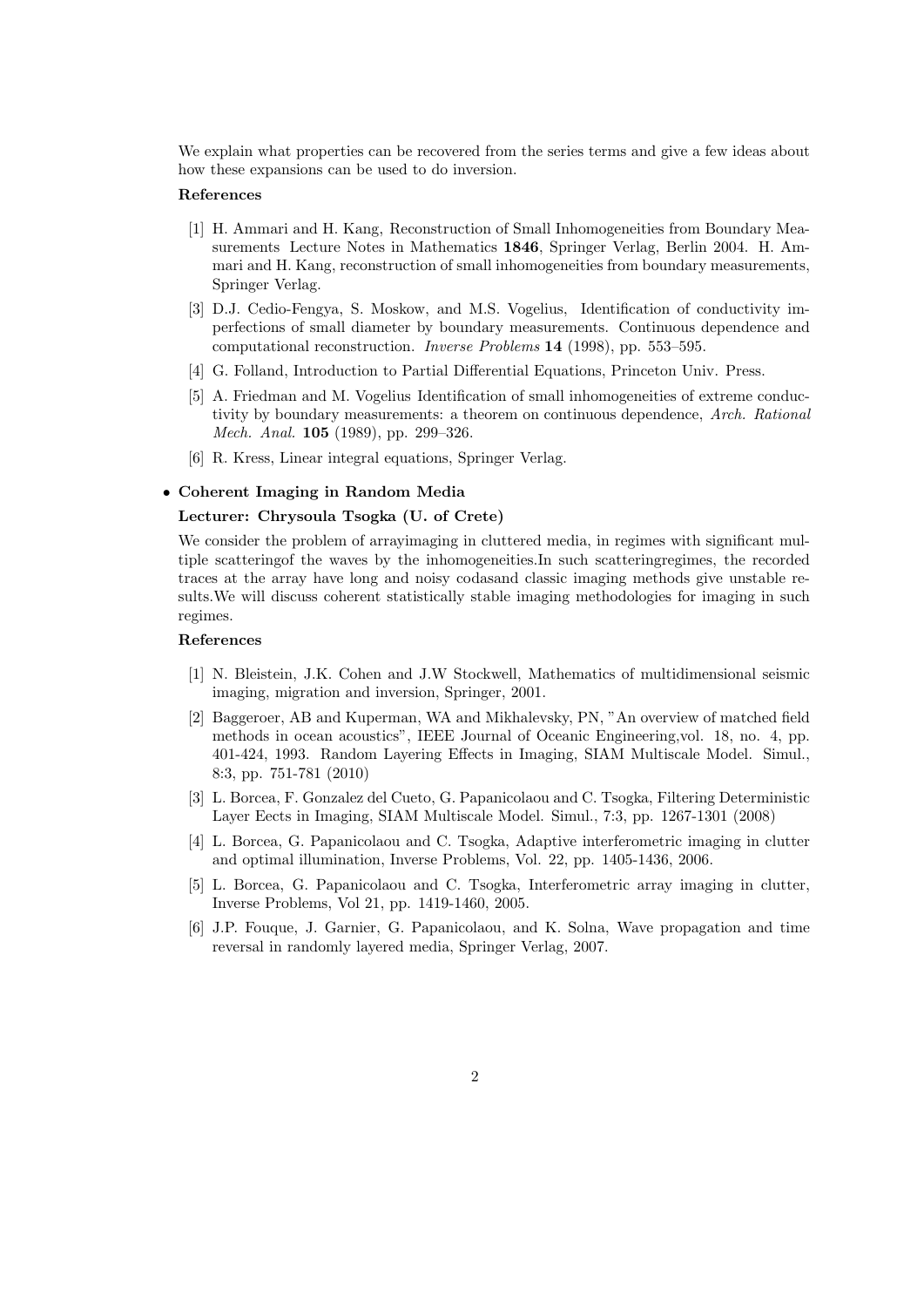We explain what properties can be recovered from the series terms and give a few ideas about how these expansions can be used to do inversion.

**References**

[1] H. Ammari and H. Kang, Reconstruction of Small Inhomogeneities from Boundary Measurements Lecture Notes in Mathematics **1846**, Springer Verlag, Berlin 2004. H. Ammari and H. Kang, reconstruction of small inhomogeneities from boundary measurements, Springer Verlag.

[3] D.J. Cedio-Fengya, S. Moskow, and M.S. Vogelius, Identification of conductivity imperfections of small diameter by boundary measurements. Continuous dependence and computational reconstruction. *Inverse Problems* **14** (1998), pp. 553–595.

[4] G. Folland, Introduction to Partial Differential Equations, Princeton Univ. Press.

[5] A. Friedman and M. Vogelius Identification of small inhomogeneities of extreme conductivity by boundary measurements: a theorem on continuous dependence, *Arch. Rational Mech. Anal.* **105** (1989), pp. 299–326.

[6] R. Kress, Linear integral equations, Springer Verlag.

- **Coherent Imaging in Random Media**

  **Lecturer: Chrysoula Tsogka (U. of Crete)**

  We consider the problem of arrayimaging in cluttered media, in regimes with significant multiple scatteringof the waves by the inhomogeneities.In such scatteringregimes, the recorded traces at the array have long and noisy codasand classic imaging methods give unstable results.We will discuss coherent statistically stable imaging methodologies for imaging in such regimes.

  **References**

  [1] N. Bleistein, J.K. Cohen and J.W Stockwell, Mathematics of multidimensional seismic imaging, migration and inversion, Springer, 2001.

  [2] Baggeroer, AB and Kuperman, WA and Mikhalevsky, PN, "An overview of matched field methods in ocean acoustics", IEEE Journal of Oceanic Engineering,vol. 18, no. 4, pp. 401-424, 1993. Random Layering Effects in Imaging, SIAM Multiscale Model. Simul., 8:3, pp. 751-781 (2010)

  [3] L. Borcea, F. Gonzalez del Cueto, G. Papanicolaou and C. Tsogka, Filtering Deterministic Layer Eects in Imaging, SIAM Multiscale Model. Simul., 7:3, pp. 1267-1301 (2008)

  [4] L. Borcea, G. Papanicolaou and C. Tsogka, Adaptive interferometric imaging in clutter and optimal illumination, Inverse Problems, Vol. 22, pp. 1405-1436, 2006.

  [5] L. Borcea, G. Papanicolaou and C. Tsogka, Interferometric array imaging in clutter, Inverse Problems, Vol 21, pp. 1419-1460, 2005.

  [6] J.P. Fouque, J. Garnier, G. Papanicolaou, and K. Solna, Wave propagation and time reversal in randomly layered media, Springer Verlag, 2007.